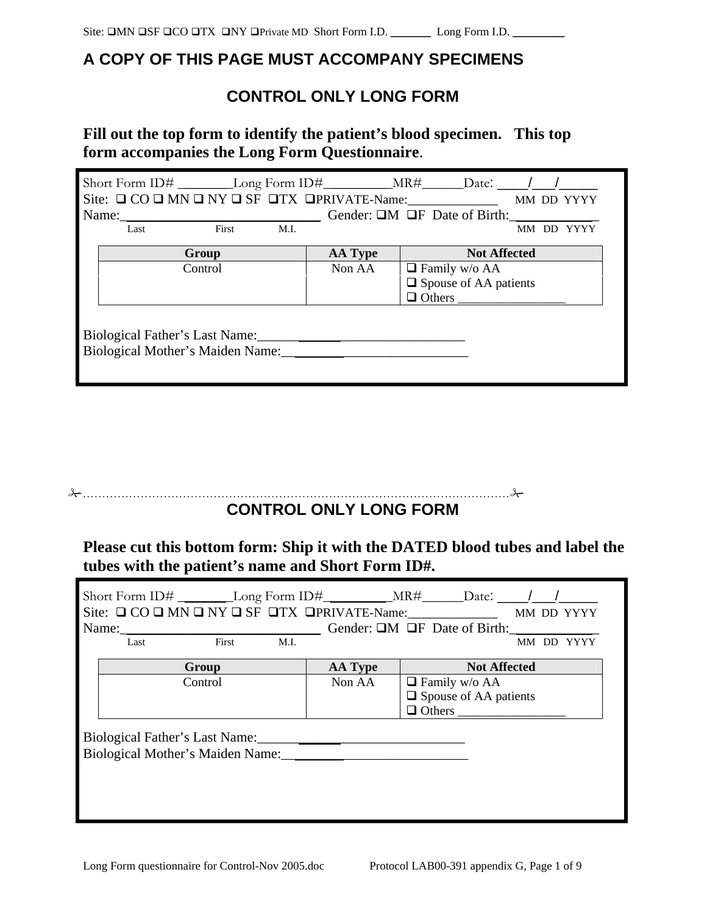Site: ❑MN ❑SF ❑CO ❑TX ❑NY ❑Private MD Short Form I.D. ______ Long Form I.D. ________

## A COPY OF THIS PAGE MUST ACCOMPANY SPECIMENS

## CONTROL ONLY LONG FORM

**Fill out the top form to identify the patient's blood specimen. This top form accompanies the Long Form Questionnaire**.

Short Form ID# ________Long Form ID#__________MR#______Date: ____/___/_____
Site: ❑ CO ❑ MN ❑ NY ❑ SF ❑TX ❑PRIVATE-Name:_____________ MM DD YYYY
Name:____________________________ Gender: ❑M ❑F Date of Birth:____________
Last First M.I. MM DD YYYY

| Group | AA Type | Not Affected |
|---|---|---|
| Control | Non AA | ❑ Family w/o AA<br>❑ Spouse of AA patients<br>❑ Others ________________ |

Biological Father's Last Name:______________________________
Biological Mother's Maiden Name:____________________________

✂……………………………………………………………………………………………✂

## CONTROL ONLY LONG FORM

**Please cut this bottom form: Ship it with the DATED blood tubes and label the tubes with the patient's name and Short Form ID#.**

Short Form ID# _______Long Form ID#_________MR#______Date: ____/___/_____
Site: ❑ CO ❑ MN ❑ NY ❑ SF ❑TX ❑PRIVATE-Name:_____________ MM DD YYYY
Name:____________________________ Gender: ❑M ❑F Date of Birth:____________
Last First M.I. MM DD YYYY

| Group | AA Type | Not Affected |
|---|---|---|
| Control | Non AA | ❑ Family w/o AA<br>❑ Spouse of AA patients<br>❑ Others ________________ |

Biological Father's Last Name:______________________________
Biological Mother's Maiden Name:____________________________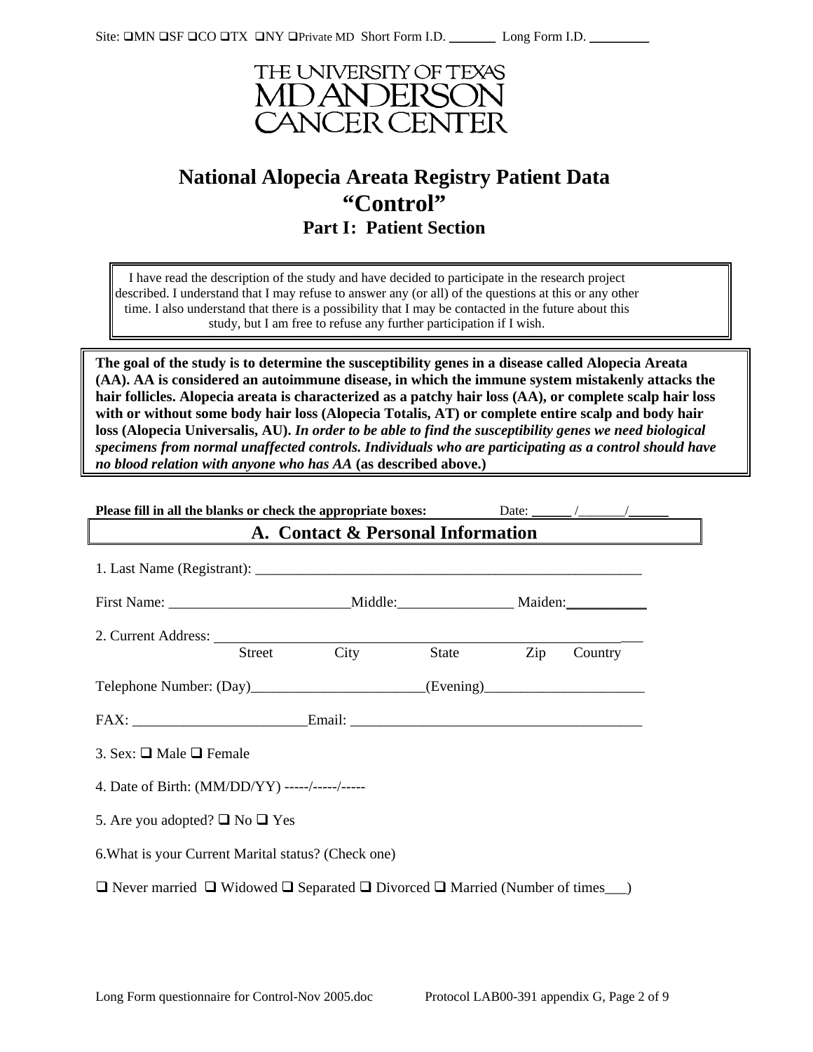Site: ❑MN ❑SF ❑CO ❑TX ❑NY ❑Private MD Short Form I.D. _______ Long Form I.D. _________

THE UNIVERSITY OF TEXAS
MD ANDERSON
CANCER CENTER

# National Alopecia Areata Registry Patient Data "Control"

## Part I: Patient Section

I have read the description of the study and have decided to participate in the research project described. I understand that I may refuse to answer any (or all) of the questions at this or any other time. I also understand that there is a possibility that I may be contacted in the future about this study, but I am free to refuse any further participation if I wish.

**The goal of the study is to determine the susceptibility genes in a disease called Alopecia Areata (AA). AA is considered an autoimmune disease, in which the immune system mistakenly attacks the hair follicles. Alopecia areata is characterized as a patchy hair loss (AA), or complete scalp hair loss with or without some body hair loss (Alopecia Totalis, AT) or complete entire scalp and body hair loss (Alopecia Universalis, AU).** ***In order to be able to find the susceptibility genes we need biological specimens from normal unaffected controls. Individuals who are participating as a control should have no blood relation with anyone who has AA*** **(as described above.)**

**Please fill in all the blanks or check the appropriate boxes:** Date: ______ /_______/______

## A. Contact & Personal Information

1. Last Name (Registrant): _______________________________________________________

First Name: _________________________Middle:________________ Maiden:___________

2. Current Address: ___________________________________________________________
Street City State Zip Country

Telephone Number: (Day)________________________(Evening)______________________

FAX: ________________________Email: __________________________________________

3. Sex: ❑ Male ❑ Female

4. Date of Birth: (MM/DD/YY) -----/-----/-----

5. Are you adopted? ❑ No ❑ Yes

6.What is your Current Marital status? (Check one)

❑ Never married ❑ Widowed ❑ Separated ❑ Divorced ❑ Married (Number of times___)

Long Form questionnaire for Control-Nov 2005.doc Protocol LAB00-391 appendix G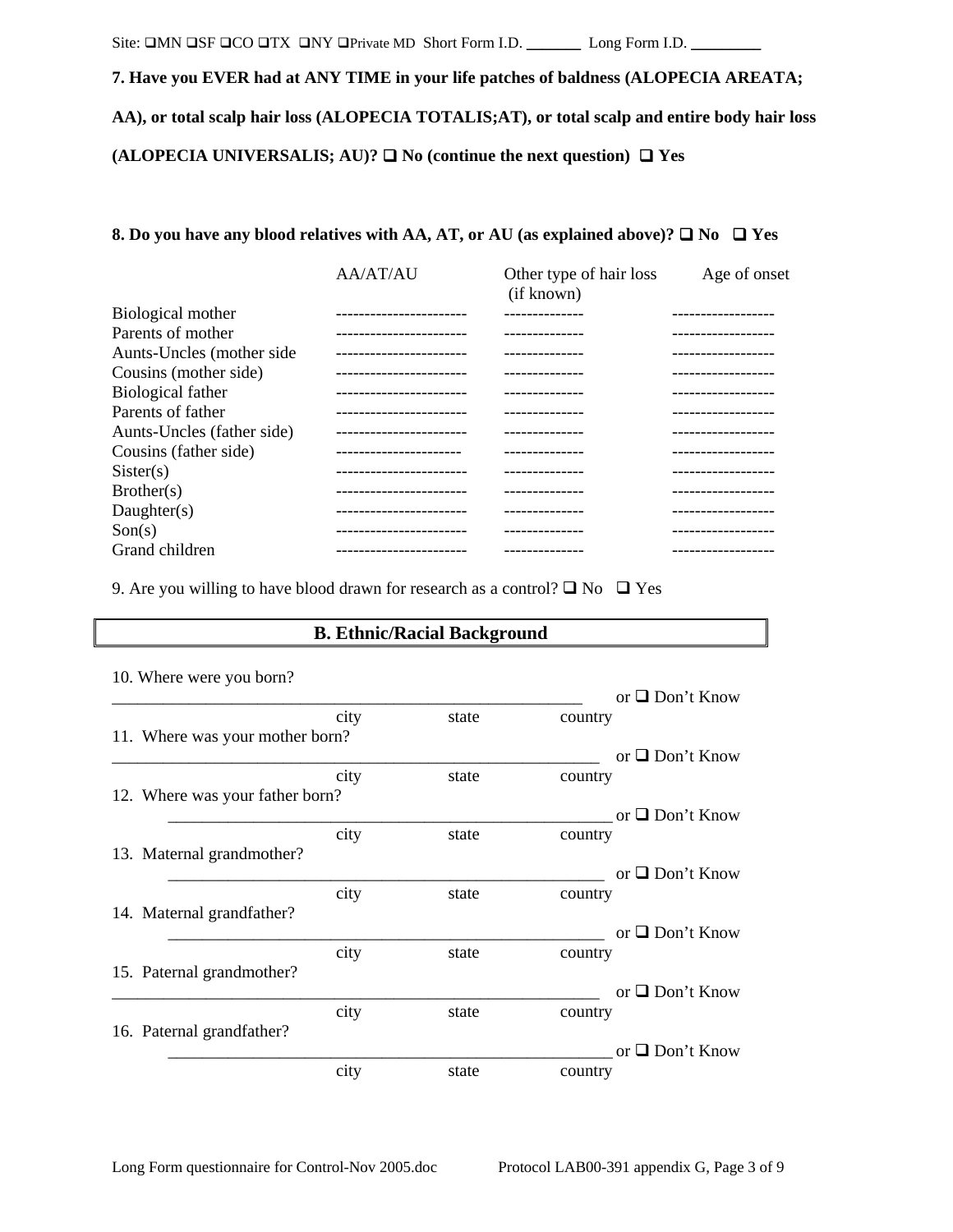Site: ❑MN ❑SF ❑CO ❑TX ❑NY ❑Private MD Short Form I.D. _______ Long Form I.D. _________

**7. Have you EVER had at ANY TIME in your life patches of baldness (ALOPECIA AREATA; AA), or total scalp hair loss (ALOPECIA TOTALIS;AT), or total scalp and entire body hair loss (ALOPECIA UNIVERSALIS; AU)? ❑ No (continue the next question) ❑ Yes**

**8. Do you have any blood relatives with AA, AT, or AU (as explained above)? ❑ No ❑ Yes**

| | AA/AT/AU | Other type of hair loss (if known) | Age of onset |
|---|---|---|---|
| Biological mother | ----------------------- | -------------- | ------------------ |
| Parents of mother | ----------------------- | -------------- | ------------------ |
| Aunts-Uncles (mother side | ----------------------- | -------------- | ------------------ |
| Cousins (mother side) | ----------------------- | -------------- | ------------------ |
| Biological father | ----------------------- | -------------- | ------------------ |
| Parents of father | ----------------------- | -------------- | ------------------ |
| Aunts-Uncles (father side) | ----------------------- | -------------- | ------------------ |
| Cousins (father side) | ---------------------- | -------------- | ------------------ |
| Sister(s) | ----------------------- | -------------- | ------------------ |
| Brother(s) | ----------------------- | -------------- | ------------------ |
| Daughter(s) | ----------------------- | -------------- | ------------------ |
| Son(s) | ----------------------- | -------------- | ------------------ |
| Grand children | ----------------------- | -------------- | ------------------ |

9. Are you willing to have blood drawn for research as a control? ❑ No ❑ Yes

## B. Ethnic/Racial Background

10. Where were you born?

__________________________________________________________ or ❑ Don't Know
city state country

11. Where was your mother born?

__________________________________________________________ or ❑ Don't Know
city state country

12. Where was your father born?

__________________________________________________________ or ❑ Don't Know
city state country

13. Maternal grandmother?

__________________________________________________________ or ❑ Don't Know
city state country

14. Maternal grandfather?

__________________________________________________________ or ❑ Don't Know
city state country

15. Paternal grandmother?

__________________________________________________________ or ❑ Don't Know
city state country

16. Paternal grandfather?

__________________________________________________________ or ❑ Don't Know
city state country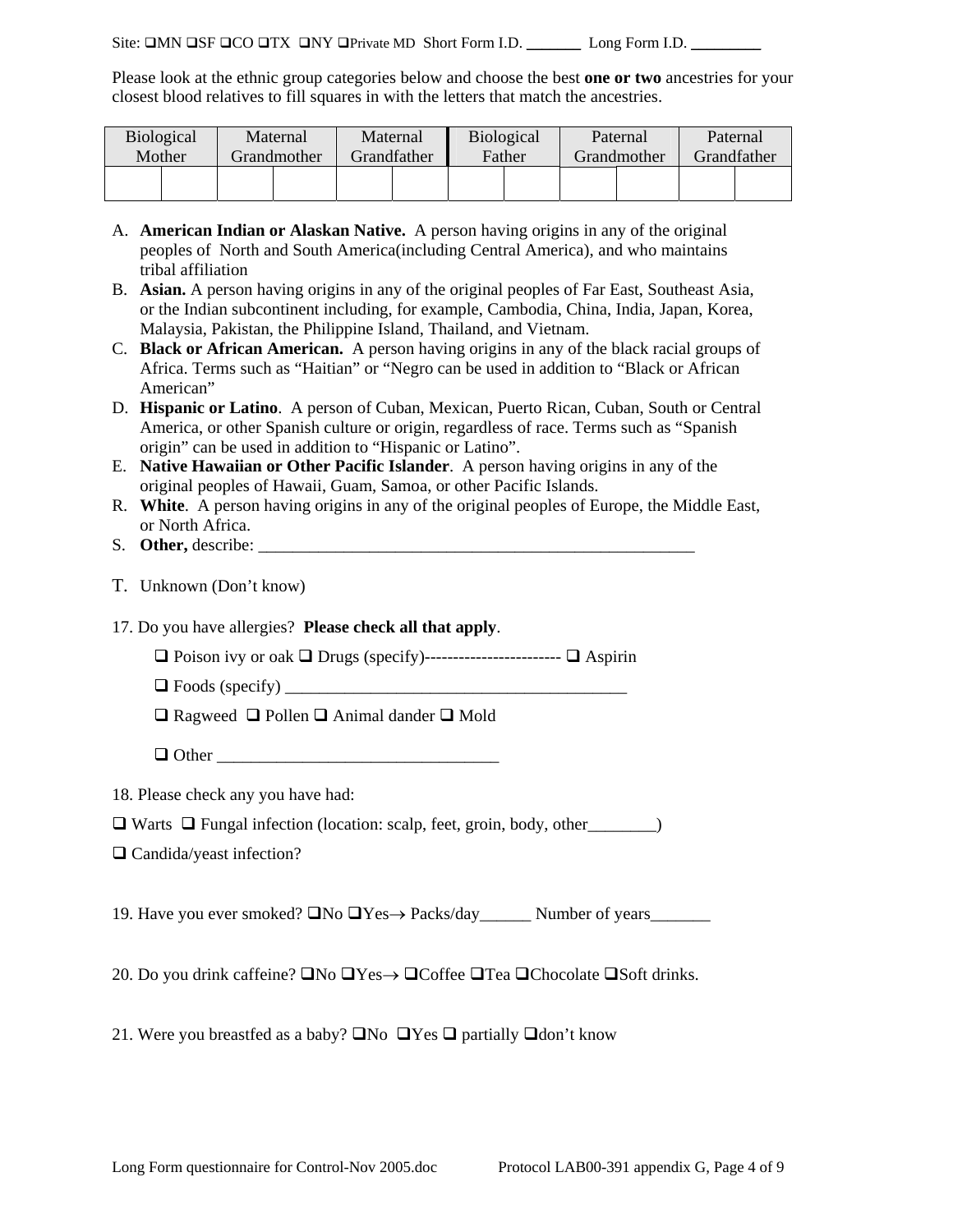Site: ❑MN ❑SF ❑CO ❑TX ❑NY ❑Private MD Short Form I.D. _______ Long Form I.D. _________

Please look at the ethnic group categories below and choose the best **one or two** ancestries for your closest blood relatives to fill squares in with the letters that match the ancestries.

| Biological Mother | | Maternal Grandmother | | Maternal Grandfather | | Biological Father | | Paternal Grandmother | | Paternal Grandfather | |
|---|---|---|---|---|---|---|---|---|---|---|---|
| | | | | | | | | | | | |

A. **American Indian or Alaskan Native.** A person having origins in any of the original peoples of North and South America(including Central America), and who maintains tribal affiliation
B. **Asian.** A person having origins in any of the original peoples of Far East, Southeast Asia, or the Indian subcontinent including, for example, Cambodia, China, India, Japan, Korea, Malaysia, Pakistan, the Philippine Island, Thailand, and Vietnam.
C. **Black or African American.** A person having origins in any of the black racial groups of Africa. Terms such as "Haitian" or "Negro can be used in addition to "Black or African American"
D. **Hispanic or Latino**. A person of Cuban, Mexican, Puerto Rican, Cuban, South or Central America, or other Spanish culture or origin, regardless of race. Terms such as "Spanish origin" can be used in addition to "Hispanic or Latino".
E. **Native Hawaiian or Other Pacific Islander**. A person having origins in any of the original peoples of Hawaii, Guam, Samoa, or other Pacific Islands.
R. **White**. A person having origins in any of the original peoples of Europe, the Middle East, or North Africa.
S. **Other,** describe: _____________________________________________________
T. Unknown (Don't know)

17. Do you have allergies? **Please check all that apply**.

❑ Poison ivy or oak ❑ Drugs (specify)------------------------ ❑ Aspirin

❑ Foods (specify) _________________________________________

❑ Ragweed ❑ Pollen ❑ Animal dander ❑ Mold

❑ Other _________________________________

18. Please check any you have had:

❑ Warts ❑ Fungal infection (location: scalp, feet, groin, body, other________)

❑ Candida/yeast infection?

19. Have you ever smoked? ❑No ❑Yes→ Packs/day______ Number of years_______

20. Do you drink caffeine? ❑No ❑Yes→ ❑Coffee ❑Tea ❑Chocolate ❑Soft drinks.

21. Were you breastfed as a baby? ❑No ❑Yes ❑ partially ❑don't know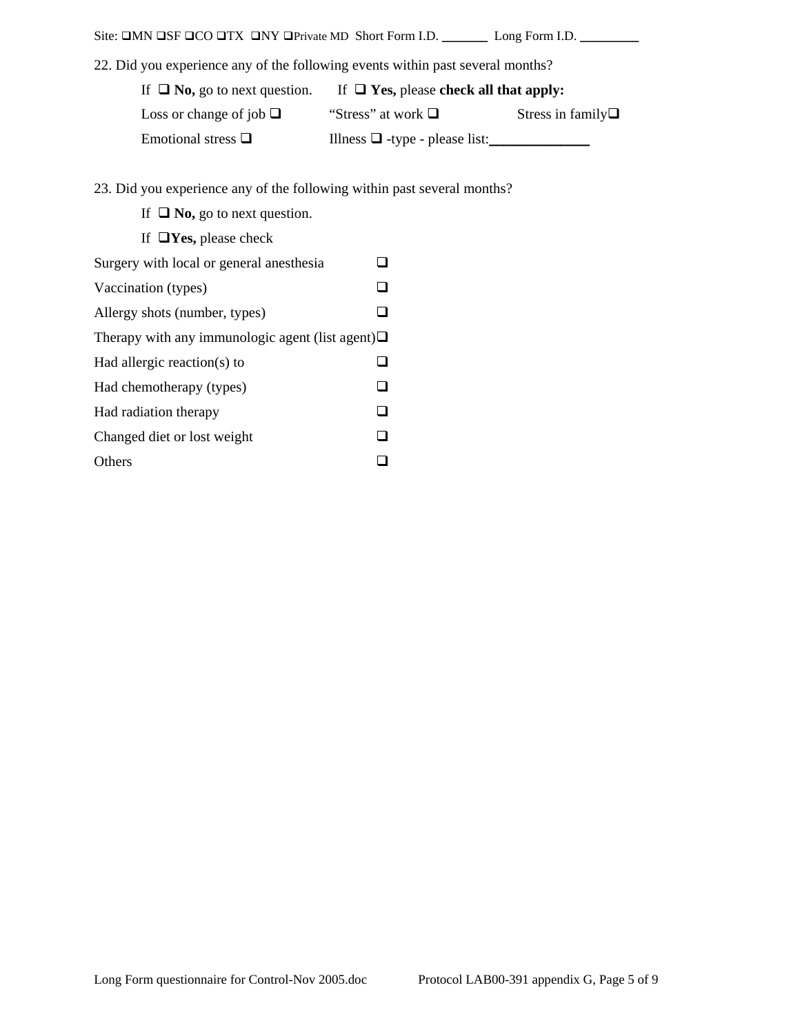Site: ❑MN ❑SF ❑CO ❑TX ❑NY ❑Private MD Short Form I.D. _______ Long Form I.D. _________

22. Did you experience any of the following events within past several months?

If ❑ **No,** go to next question. If ❑ **Yes,** please **check all that apply:**

Loss or change of job ❑ "Stress" at work ❑ Stress in family❑

Emotional stress ❑ Illness ❑ -type - please list:______________

23. Did you experience any of the following within past several months?

If ❑ **No,** go to next question.

If ❑**Yes,** please check

| | |
|---|---|
| Surgery with local or general anesthesia | ❑ |
| Vaccination (types) | ❑ |
| Allergy shots (number, types) | ❑ |
| Therapy with any immunologic agent (list agent) | ❑ |
| Had allergic reaction(s) to | ❑ |
| Had chemotherapy (types) | ❑ |
| Had radiation therapy | ❑ |
| Changed diet or lost weight | ❑ |
| Others | ❑ |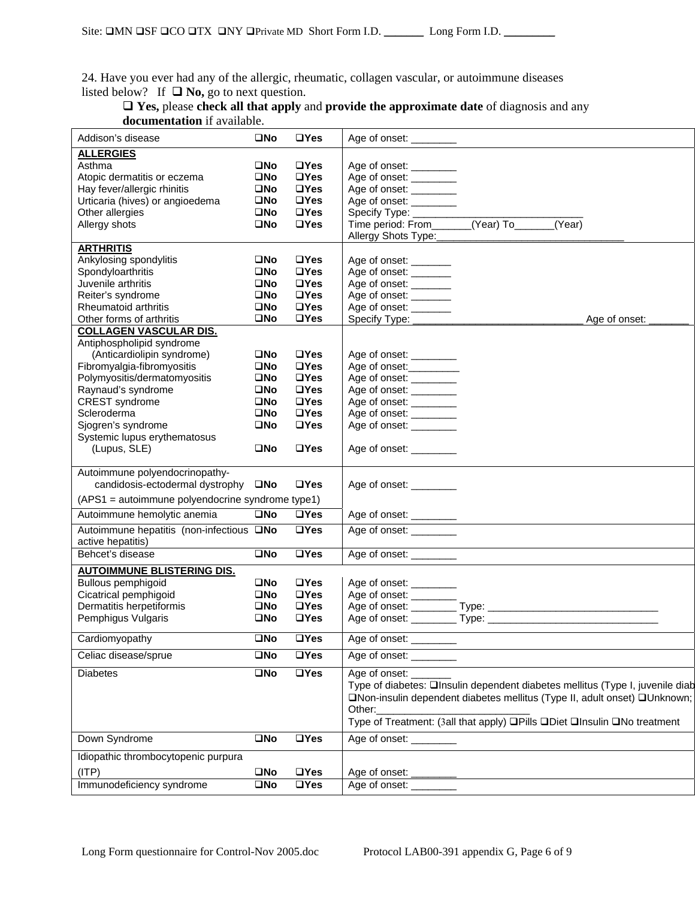Site: ❑MN ❑SF ❑CO ❑TX ❑NY ❑Private MD Short Form I.D. _______ Long Form I.D. _________

24. Have you ever had any of the allergic, rheumatic, collagen vascular, or autoimmune diseases listed below? If ❑ **No,** go to next question.

❑ **Yes,** please **check all that apply** and **provide the approximate date** of diagnosis and any **documentation** if available.

| | | | |
|---|---|---|---|
| Addison's disease | ❑No | ❑Yes | Age of onset: ________ |
| **ALLERGIES** | | | |
| Asthma | ❑No | ❑Yes | Age of onset: ________ |
| Atopic dermatitis or eczema | ❑No | ❑Yes | Age of onset: ________ |
| Hay fever/allergic rhinitis | ❑No | ❑Yes | Age of onset: ________ |
| Urticaria (hives) or angioedema | ❑No | ❑Yes | Age of onset: ________ |
| Other allergies | ❑No | ❑Yes | Specify Type: ______________________________ |
| Allergy shots | ❑No | ❑Yes | Time period: From_______(Year) To_______(Year) Allergy Shots Type:_________________________________ |
| **ARTHRITIS** | | | |
| Ankylosing spondylitis | ❑No | ❑Yes | Age of onset: _______ |
| Spondyloarthritis | ❑No | ❑Yes | Age of onset: _______ |
| Juvenile arthritis | ❑No | ❑Yes | Age of onset: _______ |
| Reiter's syndrome | ❑No | ❑Yes | Age of onset: _______ |
| Rheumatoid arthritis | ❑No | ❑Yes | Age of onset: _______ |
| Other forms of arthritis | ❑No | ❑Yes | Specify Type: ______________________________ Age of onset: _______ |
| **COLLAGEN VASCULAR DIS.** | | | |
| Antiphospholipid syndrome (Anticardiolipin syndrome) | ❑No | ❑Yes | Age of onset: ________ |
| Fibromyalgia-fibromyositis | ❑No | ❑Yes | Age of onset:_________ |
| Polymyositis/dermatomyositis | ❑No | ❑Yes | Age of onset: ________ |
| Raynaud's syndrome | ❑No | ❑Yes | Age of onset: ________ |
| CREST syndrome | ❑No | ❑Yes | Age of onset: ________ |
| Scleroderma | ❑No | ❑Yes | Age of onset: ________ |
| Sjogren's syndrome | ❑No | ❑Yes | Age of onset: ________ |
| Systemic lupus erythematosus (Lupus, SLE) | ❑No | ❑Yes | Age of onset: ________ |
| Autoimmune polyendocrinopathy-candidosis-ectodermal dystrophy (APS1 = autoimmune polyendocrine syndrome type1) | ❑No | ❑Yes | Age of onset: ________ |
| Autoimmune hemolytic anemia | ❑No | ❑Yes | Age of onset: ________ |
| Autoimmune hepatitis (non-infectious active hepatitis) | ❑No | ❑Yes | Age of onset: ________ |
| Behcet's disease | ❑No | ❑Yes | Age of onset: ________ |
| **AUTOIMMUNE BLISTERING DIS.** | | | |
| Bullous pemphigoid | ❑No | ❑Yes | Age of onset: ________ |
| Cicatrical pemphigoid | ❑No | ❑Yes | Age of onset: ________ |
| Dermatitis herpetiformis | ❑No | ❑Yes | Age of onset: ________ Type: ______________________________ |
| Pemphigus Vulgaris | ❑No | ❑Yes | Age of onset: ________ Type: ______________________________ |
| Cardiomyopathy | ❑No | ❑Yes | Age of onset: ________ |
| Celiac disease/sprue | ❑No | ❑Yes | Age of onset: ________ |
| Diabetes | ❑No | ❑Yes | Age of onset: _______ Type of diabetes: ❑Insulin dependent diabetes mellitus (Type I, juvenile diab ❑Non-insulin dependent diabetes mellitus (Type II, adult onset) ❑Unknown; Other:___________________________ Type of Treatment: (3all that apply) ❑Pills ❑Diet ❑Insulin ❑No treatment |
| Down Syndrome | ❑No | ❑Yes | Age of onset: ________ |
| Idiopathic thrombocytopenic purpura (ITP) | ❑No | ❑Yes | Age of onset: ________ |
| Immunodeficiency syndrome | ❑No | ❑Yes | Age of onset: ________ |

Long Form questionnaire for Control-Nov 2005.doc Protocol LAB00-391 appendix G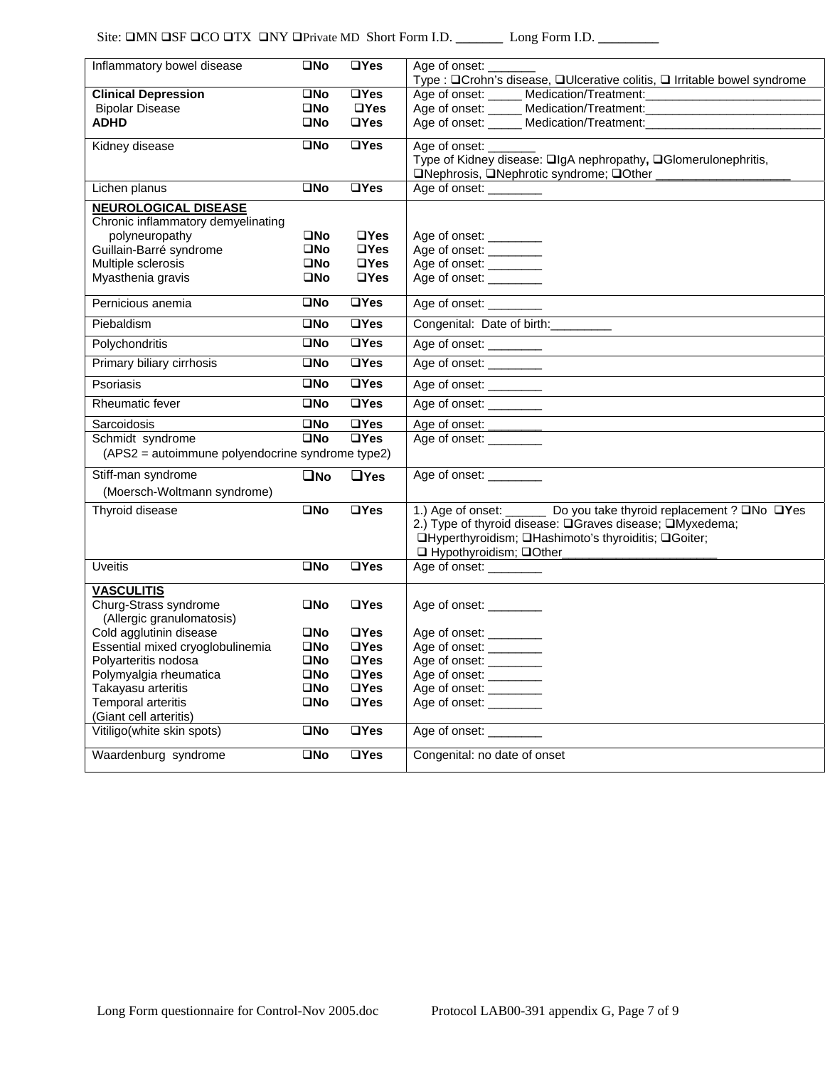Site: ❑MN ❑SF ❑CO ❑TX ❑NY ❑Private MD Short Form I.D. _______ Long Form I.D. _________

| | | | |
|---|---|---|---|
| Inflammatory bowel disease | ❑No | ❑Yes | Age of onset: _______<br>Type : ❑Crohn's disease, ❑Ulcerative colitis, ❑ Irritable bowel syndrome |
| **Clinical Depression**<br>Bipolar Disease<br>**ADHD** | ❑No<br>❑No<br>❑No | ❑Yes<br>❑Yes<br>❑Yes | Age of onset: _____ Medication/Treatment:___________________________<br>Age of onset: _____ Medication/Treatment:___________________________<br>Age of onset: _____ Medication/Treatment:___________________________ |
| Kidney disease | ❑No | ❑Yes | Age of onset: _______<br>Type of Kidney disease: ❑IgA nephropathy, ❑Glomerulonephritis, ❑Nephrosis, ❑Nephrotic syndrome; ❑Other ____________________ |
| Lichen planus | ❑No | ❑Yes | Age of onset: ________ |
| **NEUROLOGICAL DISEASE**<br>Chronic inflammatory demyelinating polyneuropathy<br>Guillain-Barré syndrome<br>Multiple sclerosis<br>Myasthenia gravis | <br>❑No<br>❑No<br>❑No<br>❑No | <br>❑Yes<br>❑Yes<br>❑Yes<br>❑Yes | <br>Age of onset: ________<br>Age of onset: ________<br>Age of onset: ________<br>Age of onset: ________ |
| Pernicious anemia | ❑No | ❑Yes | Age of onset: ________ |
| Piebaldism | ❑No | ❑Yes | Congenital: Date of birth:_________ |
| Polychondritis | ❑No | ❑Yes | Age of onset: ________ |
| Primary biliary cirrhosis | ❑No | ❑Yes | Age of onset: ________ |
| Psoriasis | ❑No | ❑Yes | Age of onset: ________ |
| Rheumatic fever | ❑No | ❑Yes | Age of onset: ________ |
| Sarcoidosis | ❑No | ❑Yes | Age of onset: ________ |
| Schmidt syndrome<br>(APS2 = autoimmune polyendocrine syndrome type2) | ❑No | ❑Yes | Age of onset: ________ |
| Stiff-man syndrome<br>(Moersch-Woltmann syndrome) | ❑No | ❑Yes | Age of onset: ________ |
| Thyroid disease | ❑No | ❑Yes | 1.) Age of onset: ______ Do you take thyroid replacement ? ❑No ❑Yes<br>2.) Type of thyroid disease: ❑Graves disease; ❑Myxedema; ❑Hyperthyroidism; ❑Hashimoto's thyroiditis; ❑Goiter; ❑ Hypothyroidism; ❑Other_______________________ |
| Uveitis | ❑No | ❑Yes | Age of onset: ________ |
| **VASCULITIS**<br>Churg-Strass syndrome (Allergic granulomatosis)<br>Cold agglutinin disease<br>Essential mixed cryoglobulinemia<br>Polyarteritis nodosa<br>Polymyalgia rheumatica<br>Takayasu arteritis<br>Temporal arteritis (Giant cell arteritis) | <br>❑No<br>❑No<br>❑No<br>❑No<br>❑No<br>❑No<br>❑No | <br>❑Yes<br>❑Yes<br>❑Yes<br>❑Yes<br>❑Yes<br>❑Yes<br>❑Yes | <br>Age of onset: ________<br>Age of onset: ________<br>Age of onset: ________<br>Age of onset: ________<br>Age of onset: ________<br>Age of onset: ________<br>Age of onset: ________ |
| Vitiligo(white skin spots) | ❑No | ❑Yes | Age of onset: ________ |
| Waardenburg syndrome | ❑No | ❑Yes | Congenital: no date of onset |

Long Form questionnaire for Control-Nov 2005.doc Protocol LAB00-391 appendix G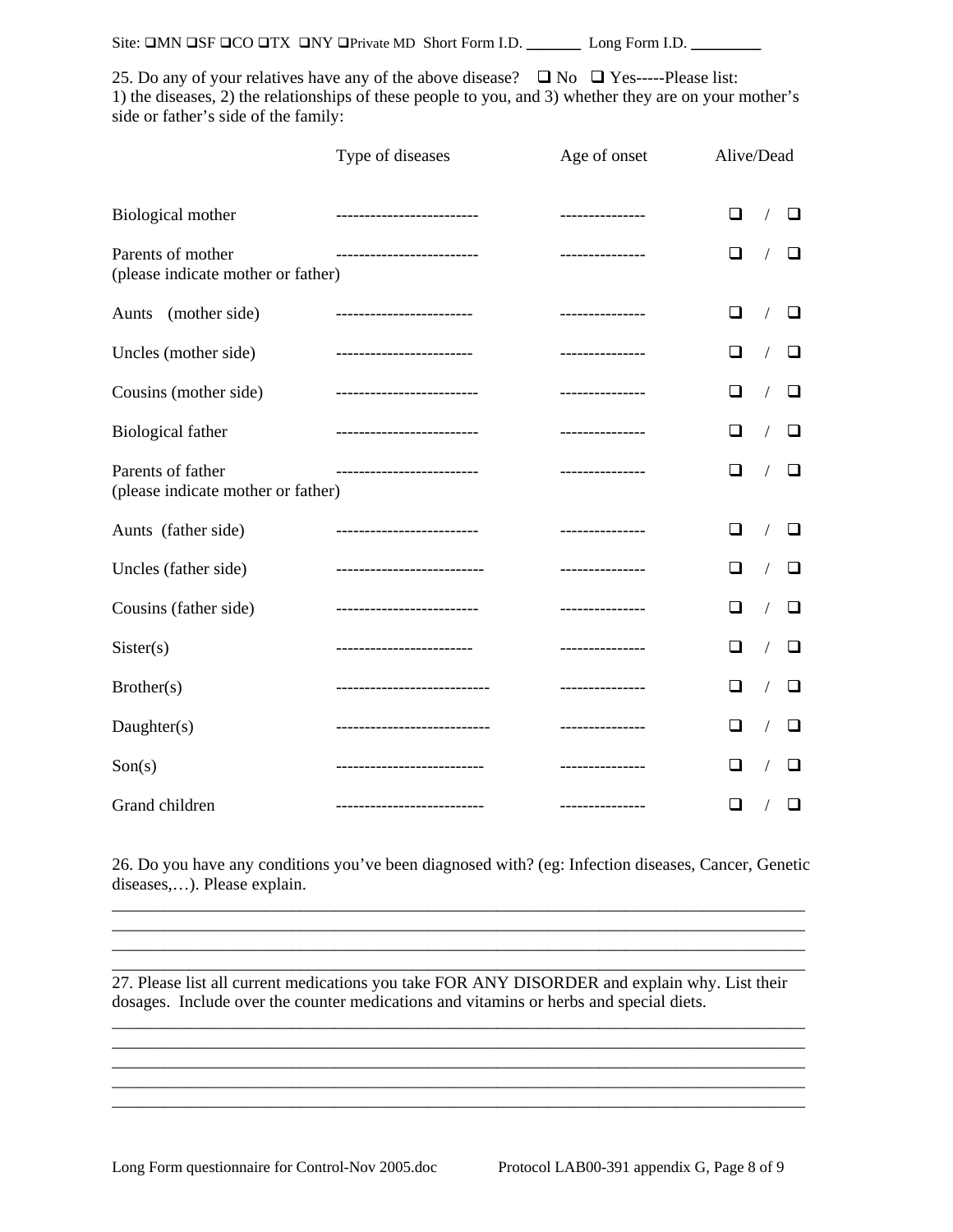Site: ❑MN ❑SF ❑CO ❑TX ❑NY ❑Private MD Short Form I.D. _______ Long Form I.D. _________

25. Do any of your relatives have any of the above disease? ❑ No ❑ Yes-----Please list: 1) the diseases, 2) the relationships of these people to you, and 3) whether they are on your mother's side or father's side of the family:

| | Type of diseases | Age of onset | Alive/Dead |
|---|---|---|---|
| Biological mother | ------------------------- | --------------- | ❑ / ❑ |
| Parents of mother (please indicate mother or father) | ------------------------- | --------------- | ❑ / ❑ |
| Aunts (mother side) | ------------------------ | --------------- | ❑ / ❑ |
| Uncles (mother side) | ------------------------ | --------------- | ❑ / ❑ |
| Cousins (mother side) | ------------------------- | --------------- | ❑ / ❑ |
| Biological father | ------------------------- | --------------- | ❑ / ❑ |
| Parents of father (please indicate mother or father) | ------------------------- | --------------- | ❑ / ❑ |
| Aunts (father side) | ------------------------- | --------------- | ❑ / ❑ |
| Uncles (father side) | -------------------------- | --------------- | ❑ / ❑ |
| Cousins (father side) | ------------------------- | --------------- | ❑ / ❑ |
| Sister(s) | ------------------------ | --------------- | ❑ / ❑ |
| Brother(s) | --------------------------- | --------------- | ❑ / ❑ |
| Daughter(s) | --------------------------- | --------------- | ❑ / ❑ |
| Son(s) | -------------------------- | --------------- | ❑ / ❑ |
| Grand children | -------------------------- | --------------- | ❑ / ❑ |

26. Do you have any conditions you've been diagnosed with? (eg: Infection diseases, Cancer, Genetic diseases,…). Please explain.

_____________________________________________________________________________
_____________________________________________________________________________
_____________________________________________________________________________
_____________________________________________________________________________

27. Please list all current medications you take FOR ANY DISORDER and explain why. List their dosages. Include over the counter medications and vitamins or herbs and special diets.

_____________________________________________________________________________
_____________________________________________________________________________
_____________________________________________________________________________
_____________________________________________________________________________
_____________________________________________________________________________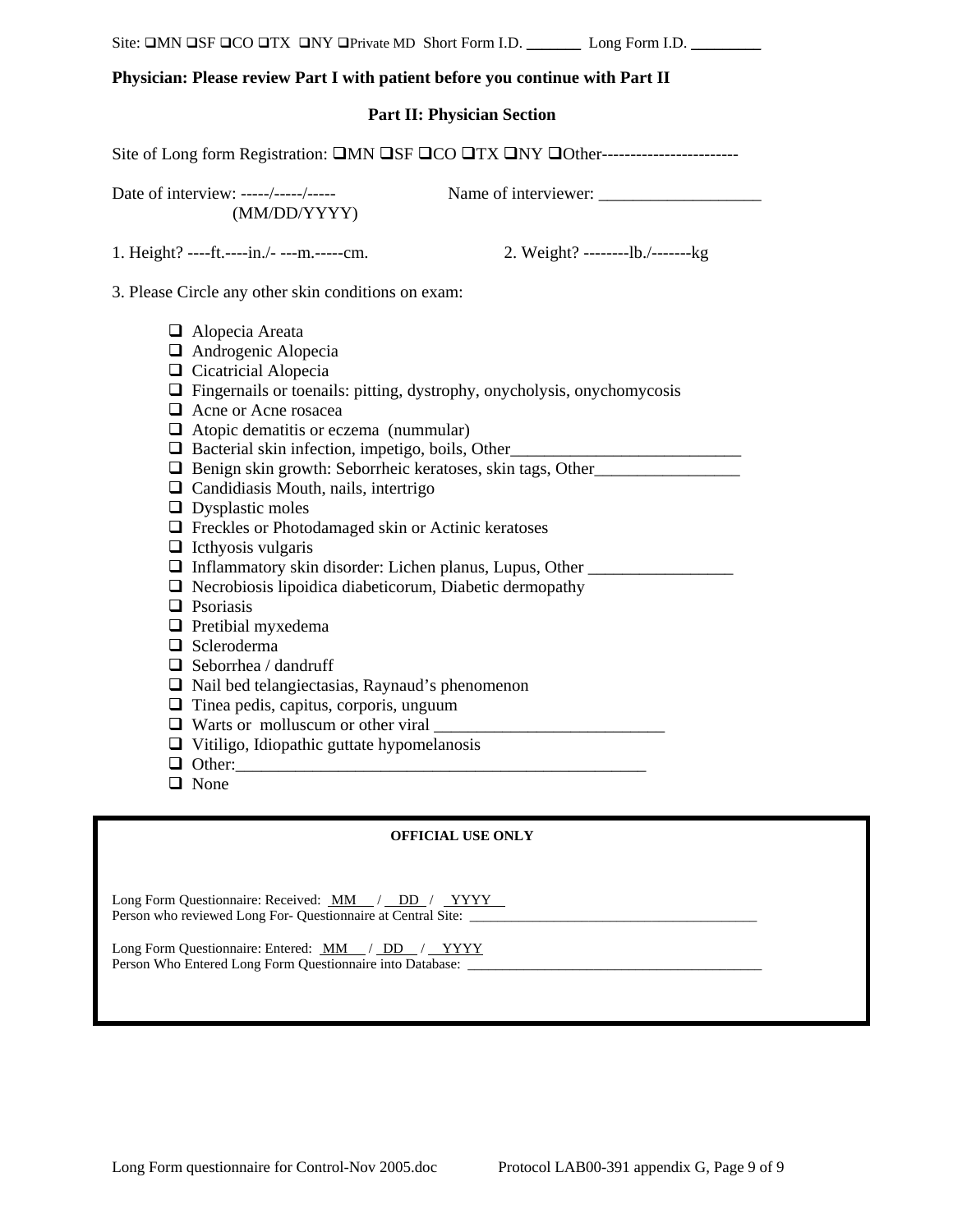Site: ❑MN ❑SF ❑CO ❑TX ❑NY ❑Private MD Short Form I.D. _______ Long Form I.D. _________

**Physician: Please review Part I with patient before you continue with Part II**

**Part II: Physician Section**

Site of Long form Registration: ❑MN ❑SF ❑CO ❑TX ❑NY ❑Other------------------------

Date of interview: -----/-----/----- (MM/DD/YYYY)

Name of interviewer: ___________________

1. Height? ----ft.----in./- ---m.-----cm.

2. Weight? --------lb./-------kg

3. Please Circle any other skin conditions on exam:

- ❑ Alopecia Areata
- ❑ Androgenic Alopecia
- ❑ Cicatricial Alopecia
- ❑ Fingernails or toenails: pitting, dystrophy, onycholysis, onychomycosis
- ❑ Acne or Acne rosacea
- ❑ Atopic dematitis or eczema (nummular)
- ❑ Bacterial skin infection, impetigo, boils, Other___________________________
- ❑ Benign skin growth: Seborrheic keratoses, skin tags, Other_________________
- ❑ Candidiasis Mouth, nails, intertrigo
- ❑ Dysplastic moles
- ❑ Freckles or Photodamaged skin or Actinic keratoses
- ❑ Icthyosis vulgaris
- ❑ Inflammatory skin disorder: Lichen planus, Lupus, Other _________________
- ❑ Necrobiosis lipoidica diabeticorum, Diabetic dermopathy
- ❑ Psoriasis
- ❑ Pretibial myxedema
- ❑ Scleroderma
- ❑ Seborrhea / dandruff
- ❑ Nail bed telangiectasias, Raynaud's phenomenon
- ❑ Tinea pedis, capitus, corporis, unguum
- ❑ Warts or molluscum or other viral ___________________________
- ❑ Vitiligo, Idiopathic guttate hypomelanosis
- ❑ Other:__________________________________________________
- ❑ None

**OFFICIAL USE ONLY**

Long Form Questionnaire: Received: MM / DD / YYYY
Person who reviewed Long For- Questionnaire at Central Site: _________________________________________

Long Form Questionnaire: Entered: MM / DD / YYYY
Person Who Entered Long Form Questionnaire into Database: _________________________________________